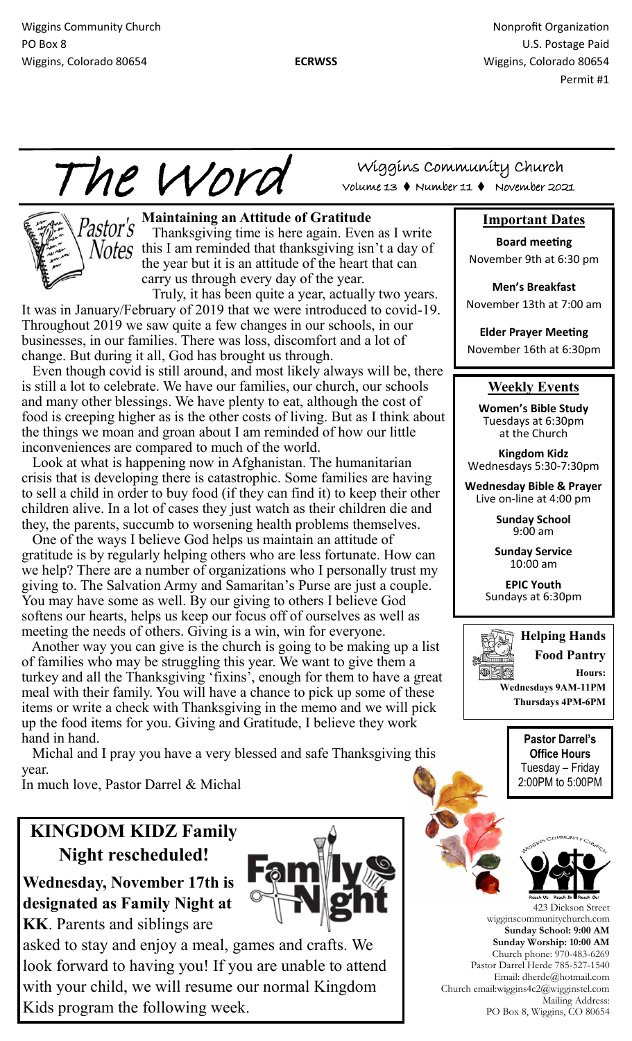Wiggins Community Church
PO Box 8
Wiggins, Colorado 80654

**ECRWSS**

Nonprofit Organization
U.S. Postage Paid
Wiggins, Colorado 80654
Permit #1

# The Word

Wiggins Community Church
Volume 13 ♦ Number 11 ♦ November 2021

## Pastor's Notes

### Maintaining an Attitude of Gratitude

Thanksgiving time is here again. Even as I write this I am reminded that thanksgiving isn't a day of the year but it is an attitude of the heart that can carry us through every day of the year.

Truly, it has been quite a year, actually two years. It was in January/February of 2019 that we were introduced to covid-19. Throughout 2019 we saw quite a few changes in our schools, in our businesses, in our families. There was loss, discomfort and a lot of change. But during it all, God has brought us through.

Even though covid is still around, and most likely always will be, there is still a lot to celebrate. We have our families, our church, our schools and many other blessings. We have plenty to eat, although the cost of food is creeping higher as is the other costs of living. But as I think about the things we moan and groan about I am reminded of how our little inconveniences are compared to much of the world.

Look at what is happening now in Afghanistan. The humanitarian crisis that is developing there is catastrophic. Some families are having to sell a child in order to buy food (if they can find it) to keep their other children alive. In a lot of cases they just watch as their children die and they, the parents, succumb to worsening health problems themselves.

One of the ways I believe God helps us maintain an attitude of gratitude is by regularly helping others who are less fortunate. How can we help? There are a number of organizations who I personally trust my giving to. The Salvation Army and Samaritan's Purse are just a couple. You may have some as well. By our giving to others I believe God softens our hearts, helps us keep our focus off of ourselves as well as meeting the needs of others. Giving is a win, win for everyone.

Another way you can give is the church is going to be making up a list of families who may be struggling this year. We want to give them a turkey and all the Thanksgiving 'fixins', enough for them to have a great meal with their family. You will have a chance to pick up some of these items or write a check with Thanksgiving in the memo and we will pick up the food items for you. Giving and Gratitude, I believe they work hand in hand.

Michal and I pray you have a very blessed and safe Thanksgiving this year.

In much love, Pastor Darrel & Michal

## KINGDOM KIDZ Family Night rescheduled!

**Wednesday, November 17th is designated as Family Night at KK**. Parents and siblings are asked to stay and enjoy a meal, games and crafts. We look forward to having you! If you are unable to attend with your child, we will resume our normal Kingdom Kids program the following week.

### Important Dates

**Board meeting**
November 9th at 6:30 pm

**Men's Breakfast**
November 13th at 7:00 am

**Elder Prayer Meeting**
November 16th at 6:30pm

### Weekly Events

**Women's Bible Study**
Tuesdays at 6:30pm
at the Church

**Kingdom Kidz**
Wednesdays 5:30-7:30pm

**Wednesday Bible & Prayer**
Live on-line at 4:00 pm

**Sunday School**
9:00 am

**Sunday Service**
10:00 am

**EPIC Youth**
Sundays at 6:30pm

**Helping Hands Food Pantry**
**Hours:**
**Wednesdays 9AM-11PM**
**Thursdays 4PM-6PM**

**Pastor Darrel's Office Hours**
Tuesday – Friday
2:00PM to 5:00PM

423 Dickson Street
wigginscommunitychurch.com
**Sunday School: 9:00 AM**
**Sunday Worship: 10:00 AM**
Church phone: 970-483-6269
Pastor Darrel Herde 785-527-1540
Email: dherde@hotmail.com
Church email:wiggins4c2@wigginstel.com
Mailing Address:
PO Box 8, Wiggins, CO 80654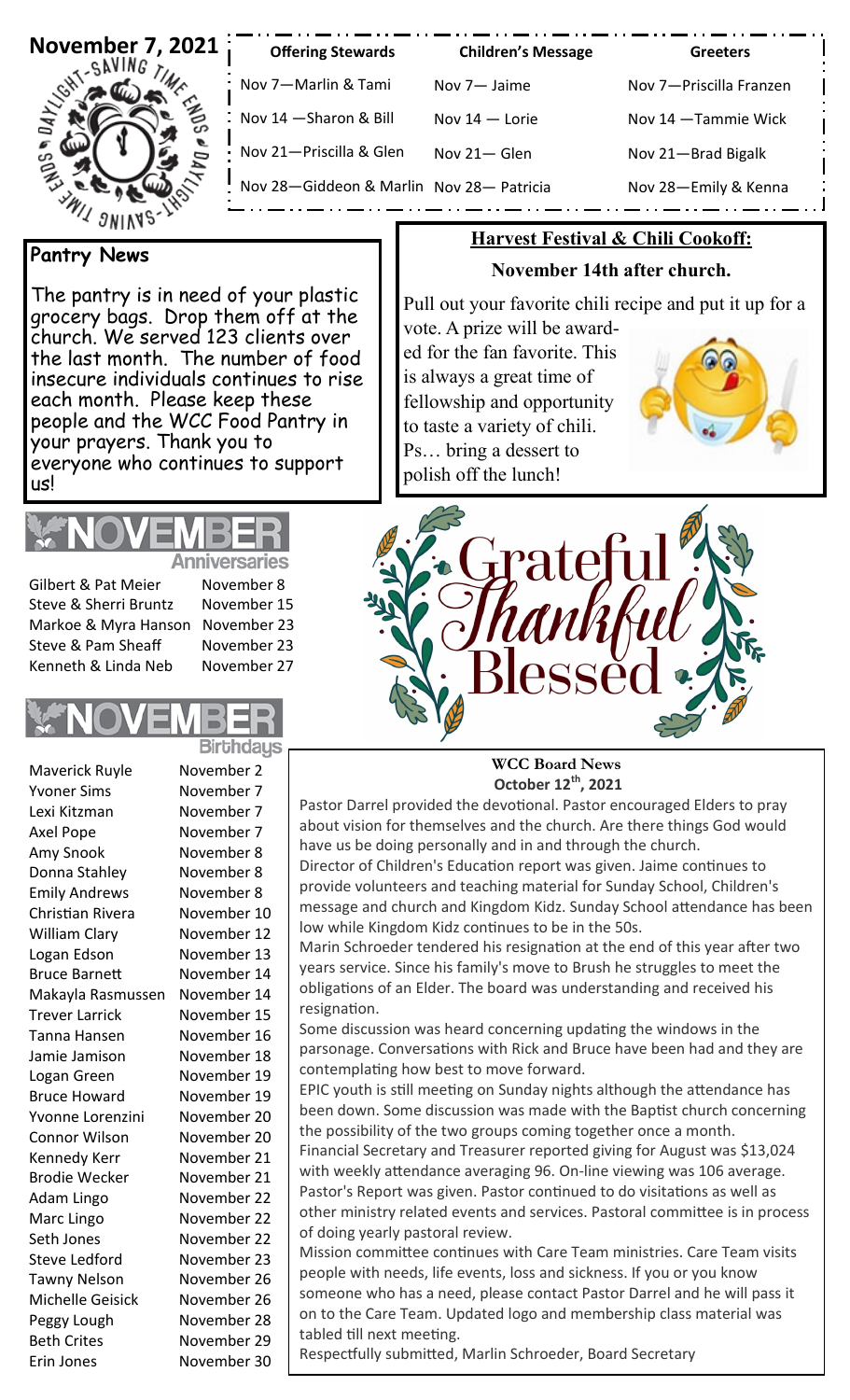# November 7, 2021

| Offering Stewards | Children's Message | Greeters |
| --- | --- | --- |
| Nov 7—Marlin & Tami | Nov 7— Jaime | Nov 7—Priscilla Franzen |
| Nov 14 —Sharon & Bill | Nov 14 — Lorie | Nov 14 —Tammie Wick |
| Nov 21—Priscilla & Glen | Nov 21— Glen | Nov 21—Brad Bigalk |
| Nov 28—Giddeon & Marlin | Nov 28— Patricia | Nov 28—Emily & Kenna |

## Pantry News

The pantry is in need of your plastic grocery bags. Drop them off at the church. We served 123 clients over the last month. The number of food insecure individuals continues to rise each month. Please keep these people and the WCC Food Pantry in your prayers. Thank you to everyone who continues to support us!

## Harvest Festival & Chili Cookoff:

**November 14th after church.**

Pull out your favorite chili recipe and put it up for a vote. A prize will be awarded for the fan favorite. This is always a great time of fellowship and opportunity to taste a variety of chili. Ps… bring a dessert to polish off the lunch!

## NOVEMBER Anniversaries

| | |
| --- | --- |
| Gilbert & Pat Meier | November 8 |
| Steve & Sherri Bruntz | November 15 |
| Markoe & Myra Hanson | November 23 |
| Steve & Pam Sheaff | November 23 |
| Kenneth & Linda Neb | November 27 |

Grateful Thankful Blessed

## NOVEMBER Birthdays

| | |
| --- | --- |
| Maverick Ruyle | November 2 |
| Yvoner Sims | November 7 |
| Lexi Kitzman | November 7 |
| Axel Pope | November 7 |
| Amy Snook | November 8 |
| Donna Stahley | November 8 |
| Emily Andrews | November 8 |
| Christian Rivera | November 10 |
| William Clary | November 12 |
| Logan Edson | November 13 |
| Bruce Barnett | November 14 |
| Makayla Rasmussen | November 14 |
| Trever Larrick | November 15 |
| Tanna Hansen | November 16 |
| Jamie Jamison | November 18 |
| Logan Green | November 19 |
| Bruce Howard | November 19 |
| Yvonne Lorenzini | November 20 |
| Connor Wilson | November 20 |
| Kennedy Kerr | November 21 |
| Brodie Wecker | November 21 |
| Adam Lingo | November 22 |
| Marc Lingo | November 22 |
| Seth Jones | November 22 |
| Steve Ledford | November 23 |
| Tawny Nelson | November 26 |
| Michelle Geisick | November 26 |
| Peggy Lough | November 28 |
| Beth Crites | November 29 |
| Erin Jones | November 30 |

## WCC Board News
**October 12th, 2021**

Pastor Darrel provided the devotional. Pastor encouraged Elders to pray about vision for themselves and the church. Are there things God would have us be doing personally and in and through the church.

Director of Children's Education report was given. Jaime continues to provide volunteers and teaching material for Sunday School, Children's message and church and Kingdom Kidz. Sunday School attendance has been low while Kingdom Kidz continues to be in the 50s.

Marin Schroeder tendered his resignation at the end of this year after two years service. Since his family's move to Brush he struggles to meet the obligations of an Elder. The board was understanding and received his resignation.

Some discussion was heard concerning updating the windows in the parsonage. Conversations with Rick and Bruce have been had and they are contemplating how best to move forward.

EPIC youth is still meeting on Sunday nights although the attendance has been down. Some discussion was made with the Baptist church concerning the possibility of the two groups coming together once a month.

Financial Secretary and Treasurer reported giving for August was $13,024 with weekly attendance averaging 96. On-line viewing was 106 average.

Pastor's Report was given. Pastor continued to do visitations as well as other ministry related events and services. Pastoral committee is in process of doing yearly pastoral review.

Mission committee continues with Care Team ministries. Care Team visits people with needs, life events, loss and sickness. If you or you know someone who has a need, please contact Pastor Darrel and he will pass it on to the Care Team. Updated logo and membership class material was tabled till next meeting.

Respectfully submitted, Marlin Schroeder, Board Secretary